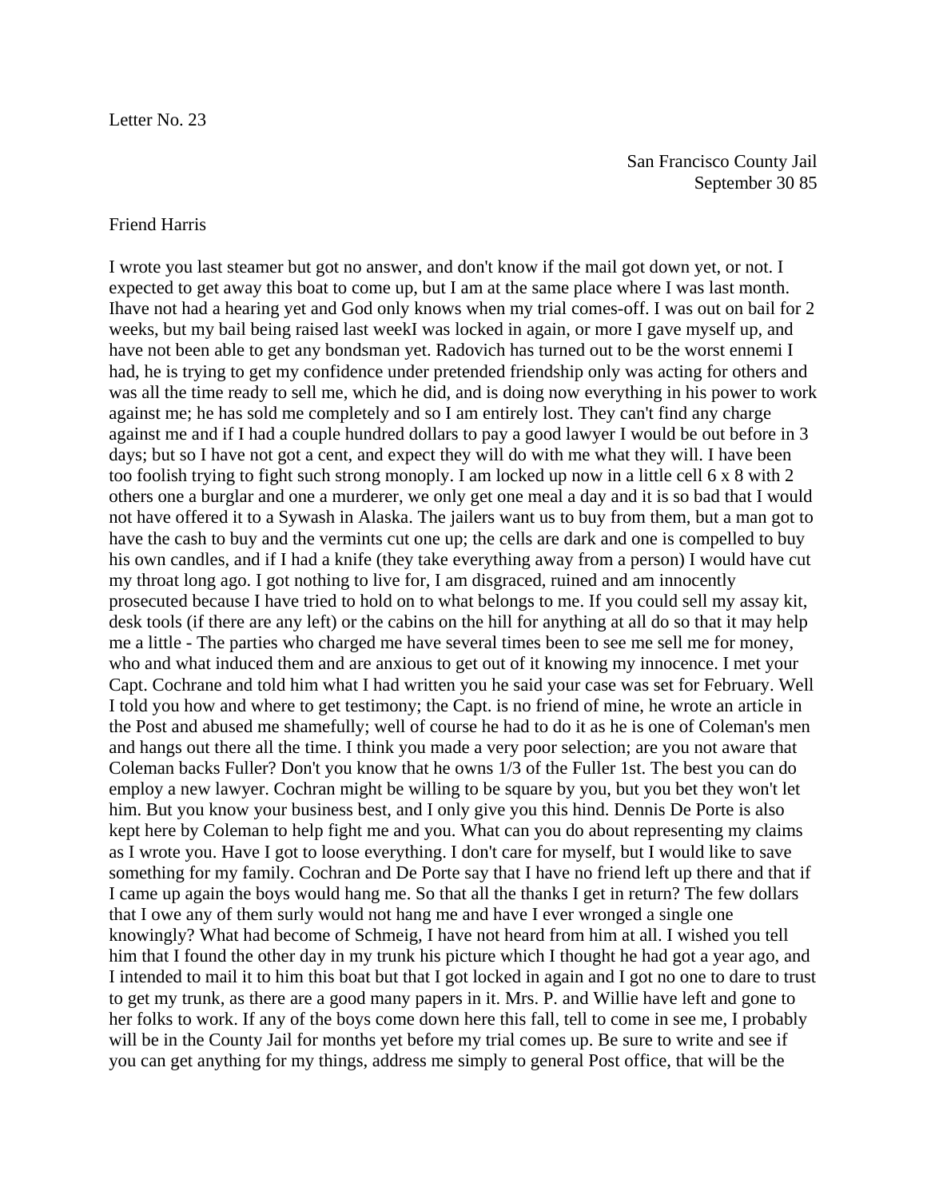Letter No. 23

San Francisco County Jail
September 30 85

Friend Harris

I wrote you last steamer but got no answer, and don't know if the mail got down yet, or not. I expected to get away this boat to come up, but I am at the same place where I was last month. Ihave not had a hearing yet and God only knows when my trial comes-off. I was out on bail for 2 weeks, but my bail being raised last weekI was locked in again, or more I gave myself up, and have not been able to get any bondsman yet. Radovich has turned out to be the worst ennemi I had, he is trying to get my confidence under pretended friendship only was acting for others and was all the time ready to sell me, which he did, and is doing now everything in his power to work against me; he has sold me completely and so I am entirely lost. They can't find any charge against me and if I had a couple hundred dollars to pay a good lawyer I would be out before in 3 days; but so I have not got a cent, and expect they will do with me what they will. I have been too foolish trying to fight such strong monopoly. I am locked up now in a little cell 6 x 8 with 2 others one a burglar and one a murderer, we only get one meal a day and it is so bad that I would not have offered it to a Sywash in Alaska. The jailers want us to buy from them, but a man got to have the cash to buy and the vermints cut one up; the cells are dark and one is compelled to buy his own candles, and if I had a knife (they take everything away from a person) I would have cut my throat long ago. I got nothing to live for, I am disgraced, ruined and am innocently prosecuted because I have tried to hold on to what belongs to me. If you could sell my assay kit, desk tools (if there are any left) or the cabins on the hill for anything at all do so that it may help me a little - The parties who charged me have several times been to see me sell me for money, who and what induced them and are anxious to get out of it knowing my innocence. I met your Capt. Cochrane and told him what I had written you he said your case was set for February. Well I told you how and where to get testimony; the Capt. is no friend of mine, he wrote an article in the Post and abused me shamefully; well of course he had to do it as he is one of Coleman's men and hangs out there all the time. I think you made a very poor selection; are you not aware that Coleman backs Fuller? Don't you know that he owns 1/3 of the Fuller 1st. The best you can do employ a new lawyer. Cochran might be willing to be square by you, but you bet they won't let him. But you know your business best, and I only give you this hind. Dennis De Porte is also kept here by Coleman to help fight me and you. What can you do about representing my claims as I wrote you. Have I got to loose everything. I don't care for myself, but I would like to save something for my family. Cochran and De Porte say that I have no friend left up there and that if I came up again the boys would hang me. So that all the thanks I get in return? The few dollars that I owe any of them surly would not hang me and have I ever wronged a single one knowingly? What had become of Schmeig, I have not heard from him at all. I wished you tell him that I found the other day in my trunk his picture which I thought he had got a year ago, and I intended to mail it to him this boat but that I got locked in again and I got no one to dare to trust to get my trunk, as there are a good many papers in it. Mrs. P. and Willie have left and gone to her folks to work. If any of the boys come down here this fall, tell to come in see me, I probably will be in the County Jail for months yet before my trial comes up. Be sure to write and see if you can get anything for my things, address me simply to general Post office, that will be the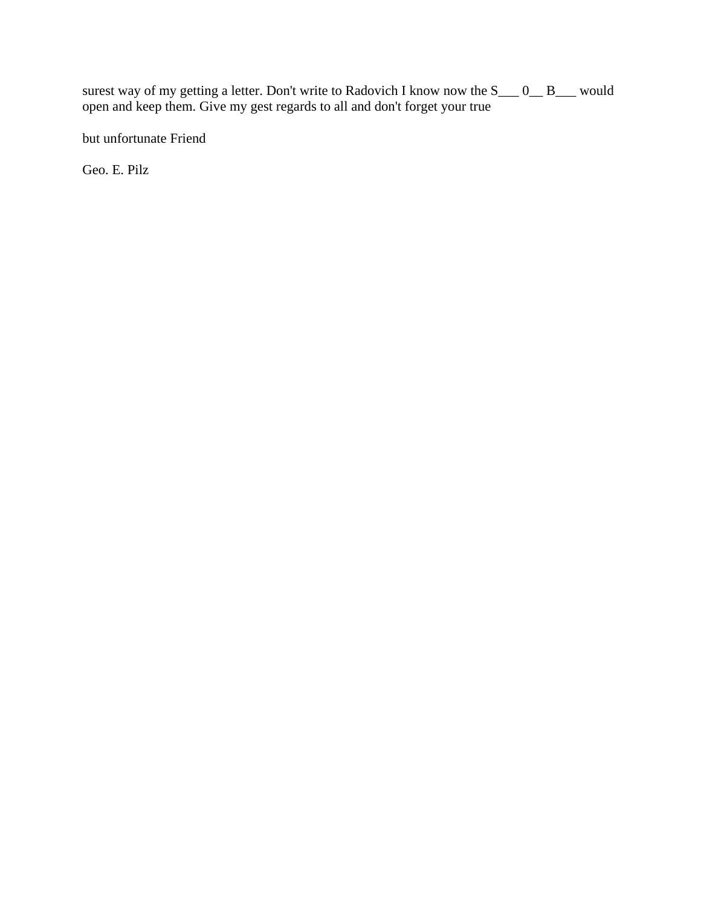surest way of my getting a letter. Don't write to Radovich I know now the S___ 0__ B___ would open and keep them. Give my gest regards to all and don't forget your true

but unfortunate Friend

Geo. E. Pilz